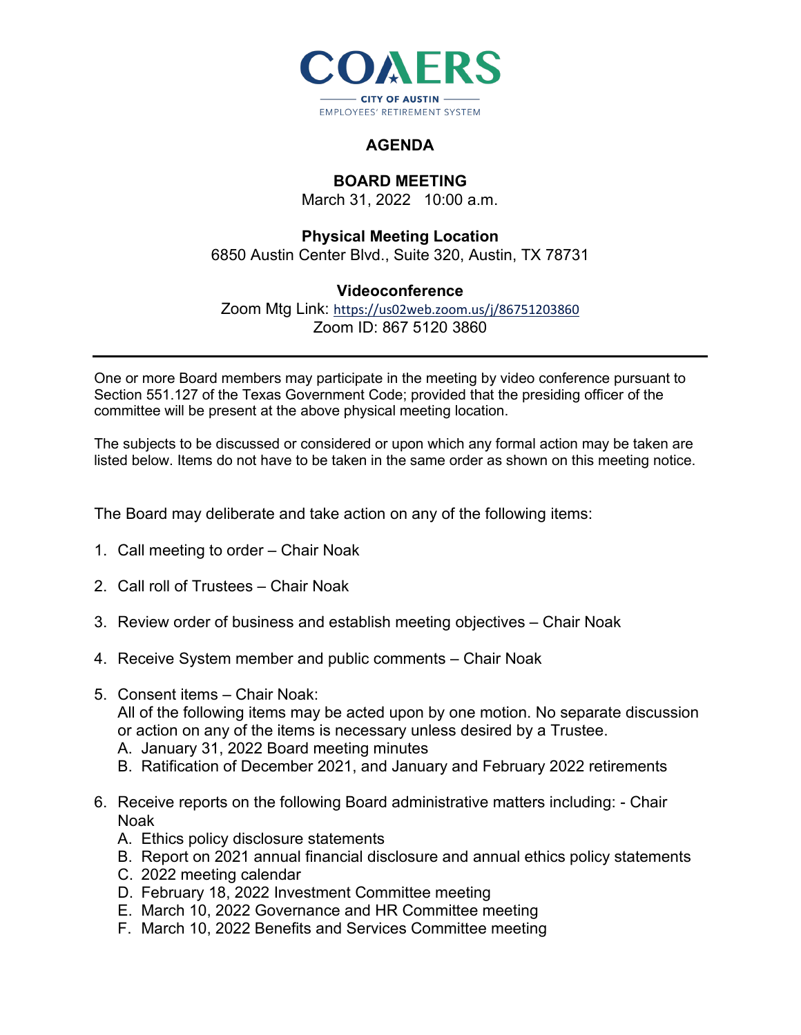COAERS

CITY OF AUSTIN

EMPLOYEES' RETIREMENT SYSTEM

# AGENDA

## BOARD MEETING

March 31, 2022 10:00 a.m.

### Physical Meeting Location

6850 Austin Center Blvd., Suite 320, Austin, TX 78731

### Videoconference

Zoom Mtg Link: https://us02web.zoom.us/j/86751203860

Zoom ID: 867 5120 3860

---

One or more Board members may participate in the meeting by video conference pursuant to Section 551.127 of the Texas Government Code; provided that the presiding officer of the committee will be present at the above physical meeting location.

The subjects to be discussed or considered or upon which any formal action may be taken are listed below. Items do not have to be taken in the same order as shown on this meeting notice.

The Board may deliberate and take action on any of the following items:

1. Call meeting to order – Chair Noak
2. Call roll of Trustees – Chair Noak
3. Review order of business and establish meeting objectives – Chair Noak
4. Receive System member and public comments – Chair Noak
5. Consent items – Chair Noak:
   All of the following items may be acted upon by one motion. No separate discussion or action on any of the items is necessary unless desired by a Trustee.
   A. January 31, 2022 Board meeting minutes
   B. Ratification of December 2021, and January and February 2022 retirements
6. Receive reports on the following Board administrative matters including: - Chair Noak
   A. Ethics policy disclosure statements
   B. Report on 2021 annual financial disclosure and annual ethics policy statements
   C. 2022 meeting calendar
   D. February 18, 2022 Investment Committee meeting
   E. March 10, 2022 Governance and HR Committee meeting
   F. March 10, 2022 Benefits and Services Committee meeting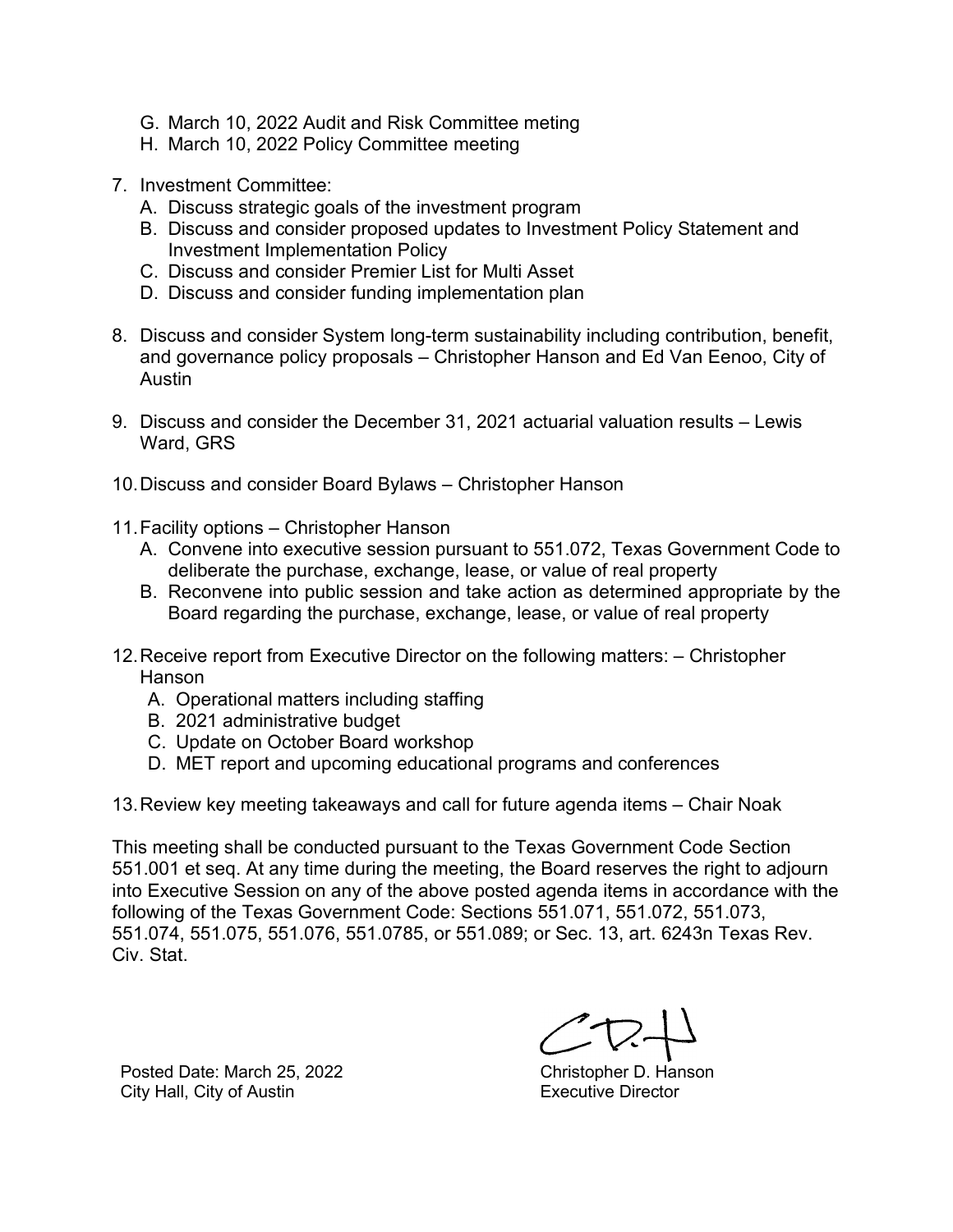G. March 10, 2022 Audit and Risk Committee meting
H. March 10, 2022 Policy Committee meeting

7. Investment Committee:
   A. Discuss strategic goals of the investment program
   B. Discuss and consider proposed updates to Investment Policy Statement and Investment Implementation Policy
   C. Discuss and consider Premier List for Multi Asset
   D. Discuss and consider funding implementation plan

8. Discuss and consider System long-term sustainability including contribution, benefit, and governance policy proposals – Christopher Hanson and Ed Van Eenoo, City of Austin

9. Discuss and consider the December 31, 2021 actuarial valuation results – Lewis Ward, GRS

10. Discuss and consider Board Bylaws – Christopher Hanson

11. Facility options – Christopher Hanson
    A. Convene into executive session pursuant to 551.072, Texas Government Code to deliberate the purchase, exchange, lease, or value of real property
    B. Reconvene into public session and take action as determined appropriate by the Board regarding the purchase, exchange, lease, or value of real property

12. Receive report from Executive Director on the following matters: – Christopher Hanson
    A. Operational matters including staffing
    B. 2021 administrative budget
    C. Update on October Board workshop
    D. MET report and upcoming educational programs and conferences

13. Review key meeting takeaways and call for future agenda items – Chair Noak

This meeting shall be conducted pursuant to the Texas Government Code Section 551.001 et seq. At any time during the meeting, the Board reserves the right to adjourn into Executive Session on any of the above posted agenda items in accordance with the following of the Texas Government Code: Sections 551.071, 551.072, 551.073, 551.074, 551.075, 551.076, 551.0785, or 551.089; or Sec. 13, art. 6243n Texas Rev. Civ. Stat.

Posted Date: March 25, 2022
City Hall, City of Austin

Christopher D. Hanson
Executive Director